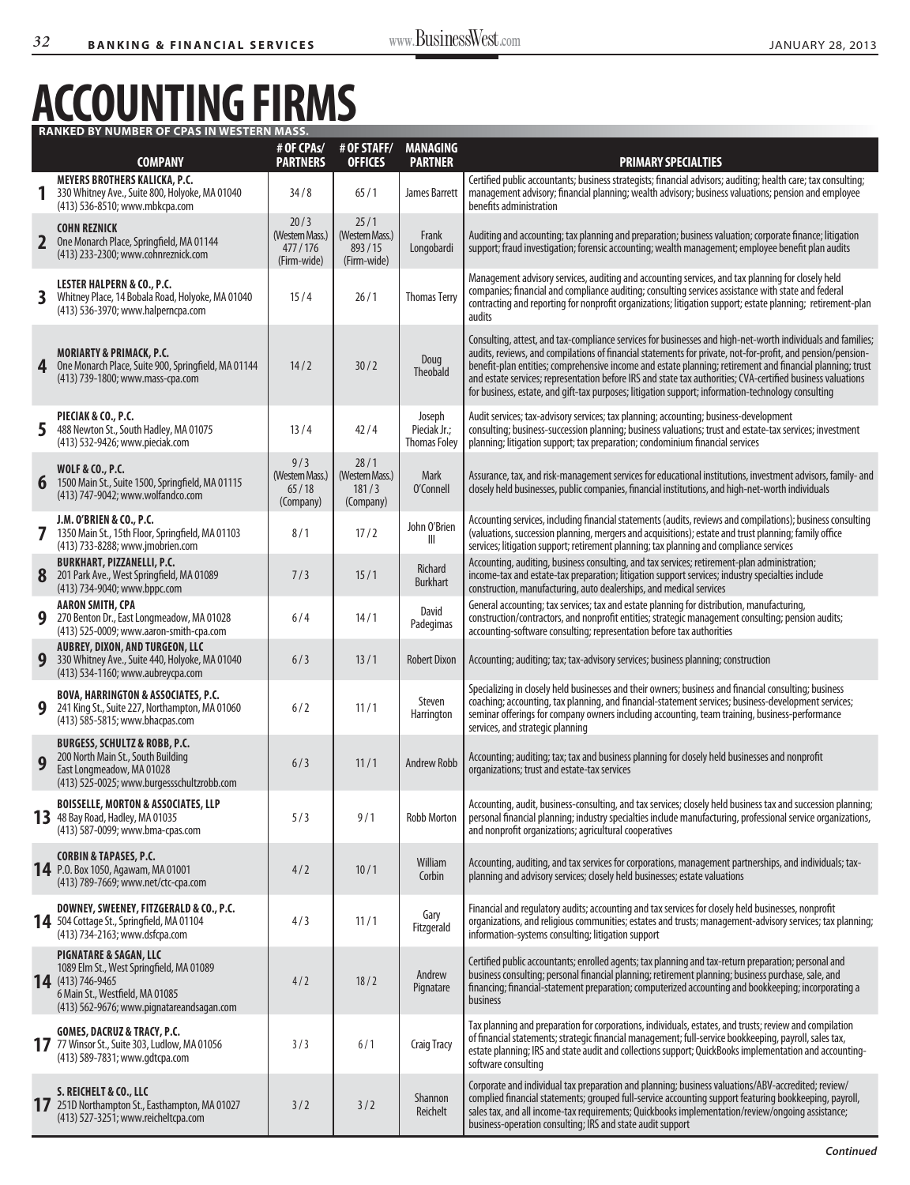# ACCOUNTING FIRMS

**RANKED BY NUMBER OF CPAS IN WESTERN MASS.**

| | COMPANY | # OF CPAs/ PARTNERS | # OF STAFF/ OFFICES | MANAGING PARTNER | PRIMARY SPECIALTIES |
|---|---|---|---|---|---|
| 1 | **MEYERS BROTHERS KALICKA, P.C.** 330 Whitney Ave., Suite 800, Holyoke, MA 01040 (413) 536-8510; www.mbkcpa.com | 34 / 8 | 65 / 1 | James Barrett | Certified public accountants; business strategists; financial advisors; auditing; health care; tax consulting; management advisory; financial planning; wealth advisory; business valuations; pension and employee benefits administration |
| 2 | **COHN REZNICK** One Monarch Place, Springfield, MA 01144 (413) 233-2300; www.cohnreznick.com | 20 / 3 (Western Mass.) 477 / 176 (Firm-wide) | 25 / 1 (Western Mass.) 893 / 15 (Firm-wide) | Frank Longobardi | Auditing and accounting; tax planning and preparation; business valuation; corporate finance; litigation support; fraud investigation; forensic accounting; wealth management; employee benefit plan audits |
| 3 | **LESTER HALPERN & CO., P.C.** Whitney Place, 14 Bobala Road, Holyoke, MA 01040 (413) 536-3970; www.halperncpa.com | 15 / 4 | 26 / 1 | Thomas Terry | Management advisory services, auditing and accounting services, and tax planning for closely held companies; financial and compliance auditing; consulting services assistance with state and federal contracting and reporting for nonprofit organizations; litigation support; estate planning; retirement-plan audits |
| 4 | **MORIARTY & PRIMACK, P.C.** One Monarch Place, Suite 900, Springfield, MA 01144 (413) 739-1800; www.mass-cpa.com | 14 / 2 | 30 / 2 | Doug Theobald | Consulting, attest, and tax-compliance services for businesses and high-net-worth individuals and families; audits, reviews, and compilations of financial statements for private, not-for-profit, and pension/pension-benefit-plan entities; comprehensive income and estate planning; retirement and financial planning; trust and estate services; representation before IRS and state tax authorities; CVA-certified business valuations for business, estate, and gift-tax purposes; litigation support; information-technology consulting |
| 5 | **PIECIAK & CO., P.C.** 488 Newton St., South Hadley, MA 01075 (413) 532-9426; www.pieciak.com | 13 / 4 | 42 / 4 | Joseph Pieciak Jr.; Thomas Foley | Audit services; tax-advisory services; tax planning; accounting; business-development consulting; business-succession planning; business valuations; trust and estate-tax services; investment planning; litigation support; tax preparation; condominium financial services |
| 6 | **WOLF & CO., P.C.** 1500 Main St., Suite 1500, Springfield, MA 01115 (413) 747-9042; www.wolfandco.com | 9 / 3 (Western Mass.) 65 / 18 (Company) | 28 / 1 (Western Mass.) 181 / 3 (Company) | Mark O'Connell | Assurance, tax, and risk-management services for educational institutions, investment advisors, family- and closely held businesses, public companies, financial institutions, and high-net-worth individuals |
| 7 | **J.M. O'BRIEN & CO., P.C.** 1350 Main St., 15th Floor, Springfield, MA 01103 (413) 733-8288; www.jmobrien.com | 8 / 1 | 17 / 2 | John O'Brien III | Accounting services, including financial statements (audits, reviews and compilations); business consulting (valuations, succession planning, mergers and acquisitions); estate and trust planning; family office services; litigation support; retirement planning; tax planning and compliance services |
| 8 | **BURKHART, PIZZANELLI, P.C.** 201 Park Ave., West Springfield, MA 01089 (413) 734-9040; www.bppc.com | 7 / 3 | 15 / 1 | Richard Burkhart | Accounting, auditing, business consulting, and tax services; retirement-plan administration; income-tax and estate-tax preparation; litigation support services; industry specialties include construction, manufacturing, auto dealerships, and medical services |
| 9 | **AARON SMITH, CPA** 270 Benton Dr., East Longmeadow, MA 01028 (413) 525-0009; www.aaron-smith-cpa.com | 6 / 4 | 14 / 1 | David Padegimas | General accounting; tax services; tax and estate planning for distribution, manufacturing, construction/contractors, and nonprofit entities; strategic management consulting; pension audits; accounting-software consulting; representation before tax authorities |
| 9 | **AUBREY, DIXON, AND TURGEON, LLC** 330 Whitney Ave., Suite 440, Holyoke, MA 01040 (413) 534-1160; www.aubreycpa.com | 6 / 3 | 13 / 1 | Robert Dixon | Accounting; auditing; tax; tax-advisory services; business planning; construction |
| 9 | **BOVA, HARRINGTON & ASSOCIATES, P.C.** 241 King St., Suite 227, Northampton, MA 01060 (413) 585-5815; www.bhacpas.com | 6 / 2 | 11 / 1 | Steven Harrington | Specializing in closely held businesses and their owners; business and financial consulting; business coaching; accounting, tax planning, and financial-statement services; business-development services; seminar offerings for company owners including accounting, team training, business-performance services, and strategic planning |
| 9 | **BURGESS, SCHULTZ & ROBB, P.C.** 200 North Main St., South Building East Longmeadow, MA 01028 (413) 525-0025; www.burgessschultzrobb.com | 6 / 3 | 11 / 1 | Andrew Robb | Accounting; auditing; tax; tax and business planning for closely held businesses and nonprofit organizations; trust and estate-tax services |
| 13 | **BOISSELLE, MORTON & ASSOCIATES, LLP** 48 Bay Road, Hadley, MA 01035 (413) 587-0099; www.bma-cpas.com | 5 / 3 | 9 / 1 | Robb Morton | Accounting, audit, business-consulting, and tax services; closely held business tax and succession planning; personal financial planning; industry specialties include manufacturing, professional service organizations, and nonprofit organizations; agricultural cooperatives |
| 14 | **CORBIN & TAPASES, P.C.** P.O. Box 1050, Agawam, MA 01001 (413) 789-7669; www.net/ctc-cpa.com | 4 / 2 | 10 / 1 | William Corbin | Accounting, auditing, and tax services for corporations, management partnerships, and individuals; tax-planning and advisory services; closely held businesses; estate valuations |
| 14 | **DOWNEY, SWEENEY, FITZGERALD & CO., P.C.** 504 Cottage St., Springfield, MA 01104 (413) 734-2163; www.dsfcpa.com | 4 / 3 | 11 / 1 | Gary Fitzgerald | Financial and regulatory audits; accounting and tax services for closely held businesses, nonprofit organizations, and religious communities; estates and trusts; management-advisory services; tax planning; information-systems consulting; litigation support |
| 14 | **PIGNATARE & SAGAN, LLC** 1089 Elm St., West Springfield, MA 01089 (413) 746-9465 6 Main St., Westfield, MA 01085 (413) 562-9676; www.pignatareandsagan.com | 4 / 2 | 18 / 2 | Andrew Pignatare | Certified public accountants; enrolled agents; tax planning and tax-return preparation; personal and business consulting; personal financial planning; retirement planning; business purchase, sale, and financing; financial-statement preparation; computerized accounting and bookkeeping; incorporating a business |
| 17 | **GOMES, DACRUZ & TRACY, P.C.** 77 Winsor St., Suite 303, Ludlow, MA 01056 (413) 589-7831; www.gdtcpa.com | 3 / 3 | 6 / 1 | Craig Tracy | Tax planning and preparation for corporations, individuals, estates, and trusts; review and compilation of financial statements; strategic financial management; full-service bookkeeping, payroll, sales tax, estate planning; IRS and state audit and collections support; QuickBooks implementation and accounting-software consulting |
| 17 | **S. REICHELT & CO., LLC** 251D Northampton St., Easthampton, MA 01027 (413) 527-3251; www.reicheltcpa.com | 3 / 2 | 3 / 2 | Shannon Reichelt | Corporate and individual tax preparation and planning; business valuations/ABV-accredited; review/complied financial statements; grouped full-service accounting support featuring bookkeeping, payroll, sales tax, and all income-tax requirements; Quickbooks implementation/review/ongoing assistance; business-operation consulting; IRS and state audit support |

*Continued*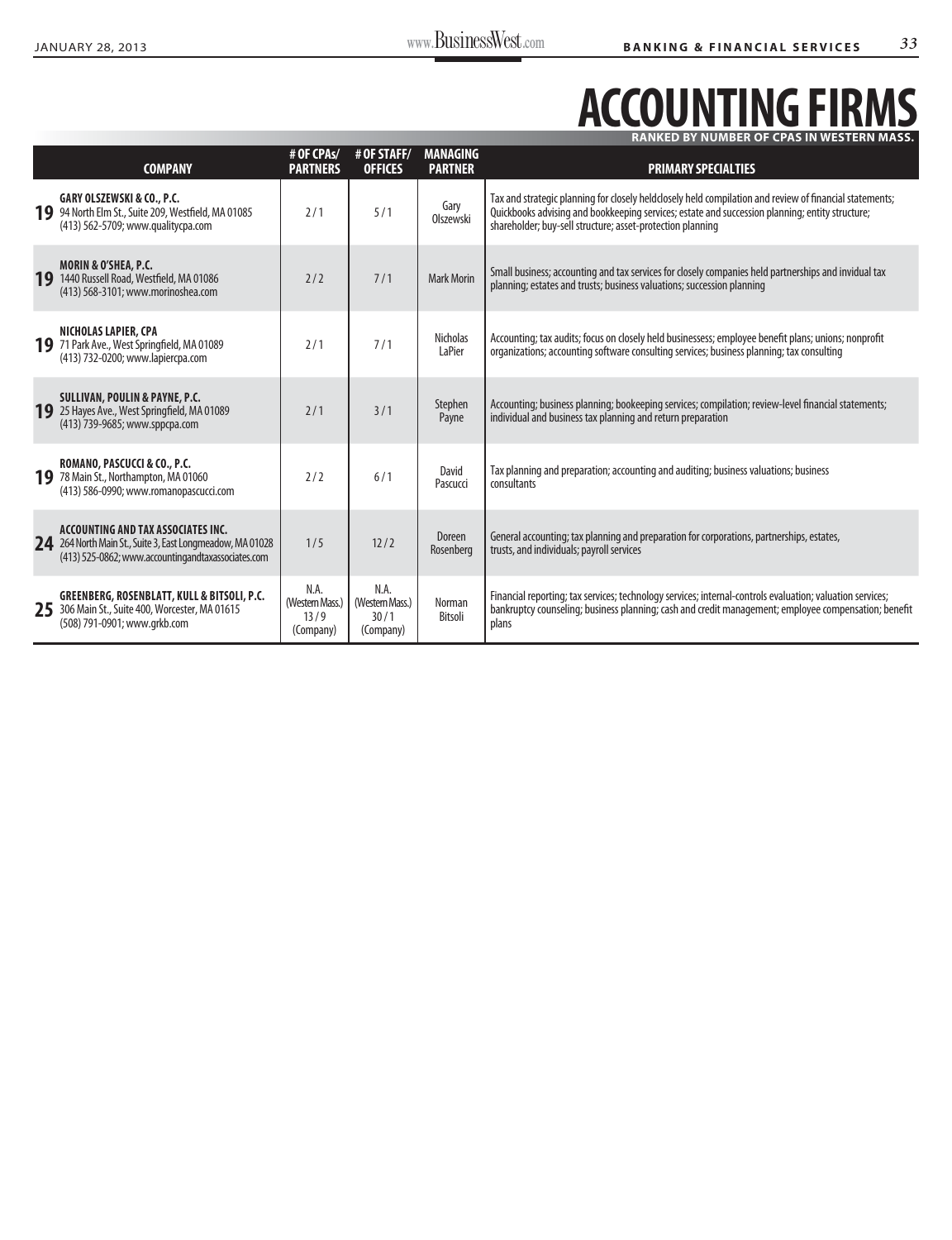# ACCOUNTING FIRMS

**RANKED BY NUMBER OF CPAS IN WESTERN MASS.**

| | COMPANY | # OF CPAs/ PARTNERS | # OF STAFF/ OFFICES | MANAGING PARTNER | PRIMARY SPECIALTIES |
|---|---|---|---|---|---|
| 19 | **GARY OLSZEWSKI & CO., P.C.** 94 North Elm St., Suite 209, Westfield, MA 01085 (413) 562-5709; www.qualitycpa.com | 2 / 1 | 5 / 1 | Gary Olszewski | Tax and strategic planning for closely heldclosely held compilation and review of financial statements; Quickbooks advising and bookkeeping services; estate and succession planning; entity structure; shareholder; buy-sell structure; asset-protection planning |
| 19 | **MORIN & O'SHEA, P.C.** 1440 Russell Road, Westfield, MA 01086 (413) 568-3101; www.morinoshea.com | 2 / 2 | 7 / 1 | Mark Morin | Small business; accounting and tax services for closely companies held partnerships and invidual tax planning; estates and trusts; business valuations; succession planning |
| 19 | **NICHOLAS LAPIER, CPA** 71 Park Ave., West Springfield, MA 01089 (413) 732-0200; www.lapiercpa.com | 2 / 1 | 7 / 1 | Nicholas LaPier | Accounting; tax audits; focus on closely held businessess; employee benefit plans; unions; nonprofit organizations; accounting software consulting services; business planning; tax consulting |
| 19 | **SULLIVAN, POULIN & PAYNE, P.C.** 25 Hayes Ave., West Springfield, MA 01089 (413) 739-9685; www.sppcpa.com | 2 / 1 | 3 / 1 | Stephen Payne | Accounting; business planning; bookeeping services; compilation; review-level financial statements; individual and business tax planning and return preparation |
| 19 | **ROMANO, PASCUCCI & CO., P.C.** 78 Main St., Northampton, MA 01060 (413) 586-0990; www.romanopascucci.com | 2 / 2 | 6 / 1 | David Pascucci | Tax planning and preparation; accounting and auditing; business valuations; business consultants |
| 24 | **ACCOUNTING AND TAX ASSOCIATES INC.** 264 North Main St., Suite 3, East Longmeadow, MA 01028 (413) 525-0862; www.accountingandtaxassociates.com | 1 / 5 | 12 / 2 | Doreen Rosenberg | General accounting; tax planning and preparation for corporations, partnerships, estates, trusts, and individuals; payroll services |
| 25 | **GREENBERG, ROSENBLATT, KULL & BITSOLI, P.C.** 306 Main St., Suite 400, Worcester, MA 01615 (508) 791-0901; www.grkb.com | N.A. (Western Mass.) 13 / 9 (Company) | N.A. (Western Mass.) 30 / 1 (Company) | Norman Bitsoli | Financial reporting; tax services; technology services; internal-controls evaluation; valuation services; bankruptcy counseling; business planning; cash and credit management; employee compensation; benefit plans |